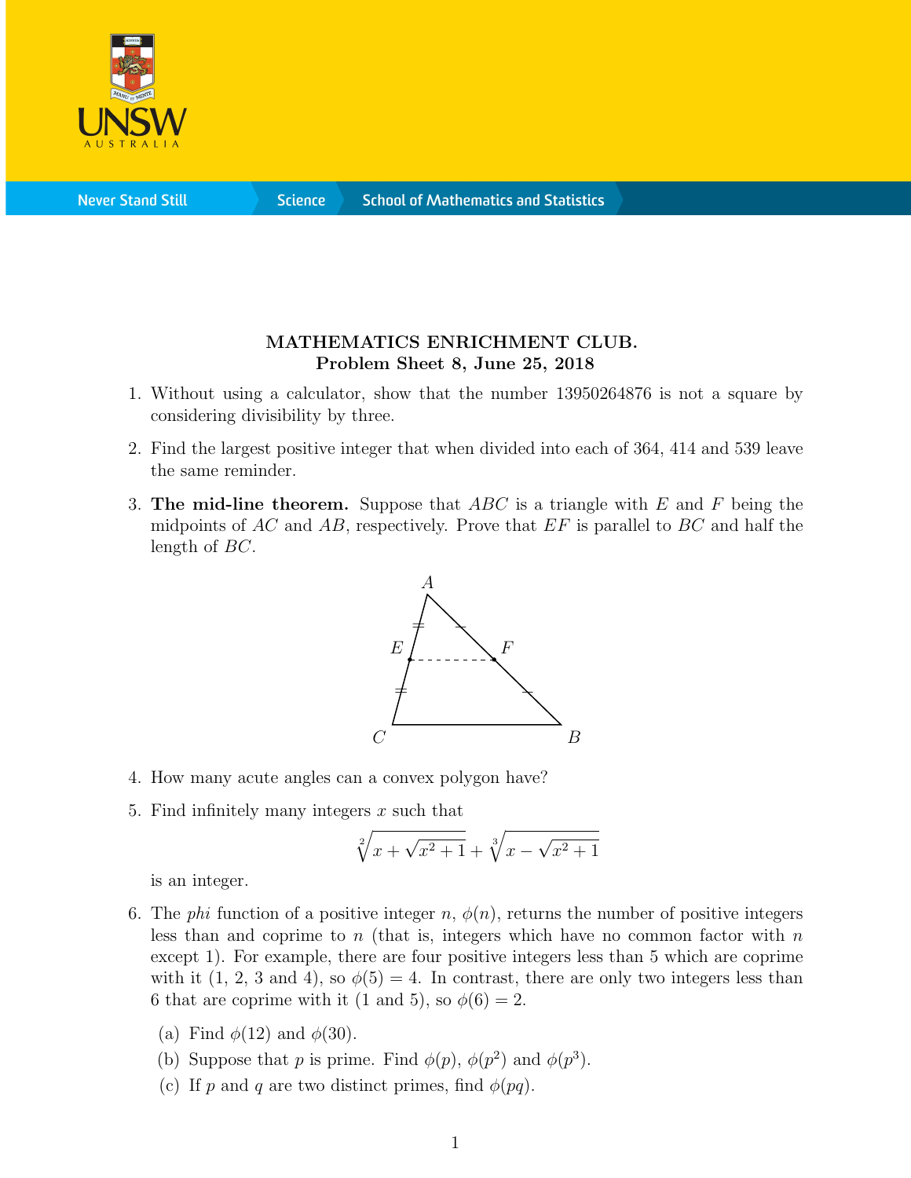**MATHEMATICS ENRICHMENT CLUB.**
**Problem Sheet 8, June 25, 2018**

1. Without using a calculator, show that the number 13950264876 is not a square by considering divisibility by three.

2. Find the largest positive integer that when divided into each of 364, 414 and 539 leave the same reminder.

3. **The mid-line theorem.** Suppose that $ABC$ is a triangle with $E$ and $F$ being the midpoints of $AC$ and $AB$, respectively. Prove that $EF$ is parallel to $BC$ and half the length of $BC$.

4. How many acute angles can a convex polygon have?

5. Find infinitely many integers $x$ such that
$$\sqrt[2]{x+\sqrt{x^2+1}}+\sqrt[3]{x-\sqrt{x^2+1}}$$
is an integer.

6. The *phi* function of a positive integer $n$, $\phi(n)$, returns the number of positive integers less than and coprime to $n$ (that is, integers which have no common factor with $n$ except 1). For example, there are four positive integers less than 5 which are coprime with it (1, 2, 3 and 4), so $\phi(5) = 4$. In contrast, there are only two integers less than 6 that are coprime with it (1 and 5), so $\phi(6) = 2$.

   (a) Find $\phi(12)$ and $\phi(30)$.

   (b) Suppose that $p$ is prime. Find $\phi(p)$, $\phi(p^2)$ and $\phi(p^3)$.

   (c) If $p$ and $q$ are two distinct primes, find $\phi(pq)$.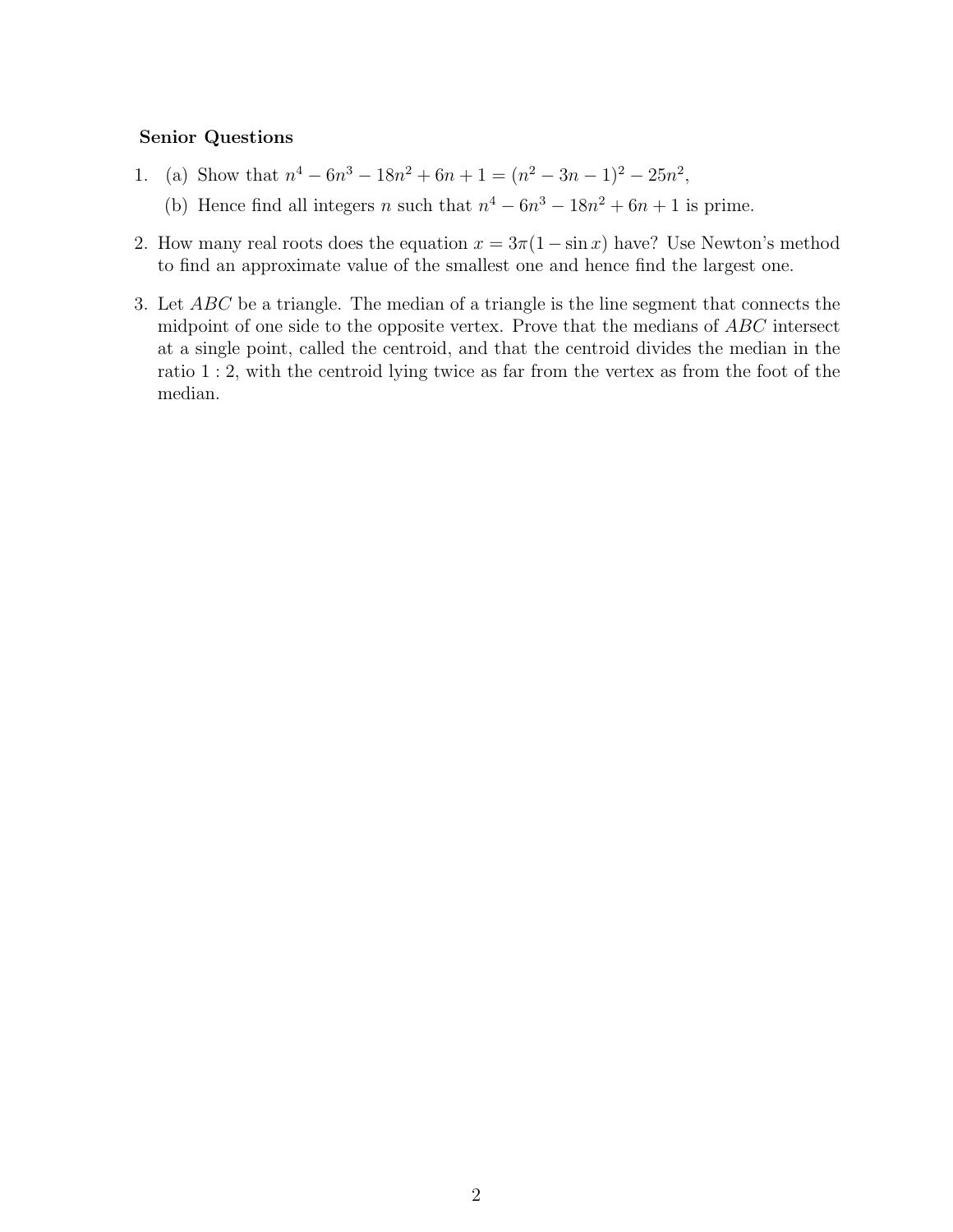**Senior Questions**

1. (a) Show that $n^4 - 6n^3 - 18n^2 + 6n + 1 = (n^2 - 3n - 1)^2 - 25n^2$,

   (b) Hence find all integers $n$ such that $n^4 - 6n^3 - 18n^2 + 6n + 1$ is prime.

2. How many real roots does the equation $x = 3\pi(1 - \sin x)$ have? Use Newton's method to find an approximate value of the smallest one and hence find the largest one.

3. Let $ABC$ be a triangle. The median of a triangle is the line segment that connects the midpoint of one side to the opposite vertex. Prove that the medians of $ABC$ intersect at a single point, called the centroid, and that the centroid divides the median in the ratio $1 : 2$, with the centroid lying twice as far from the vertex as from the foot of the median.